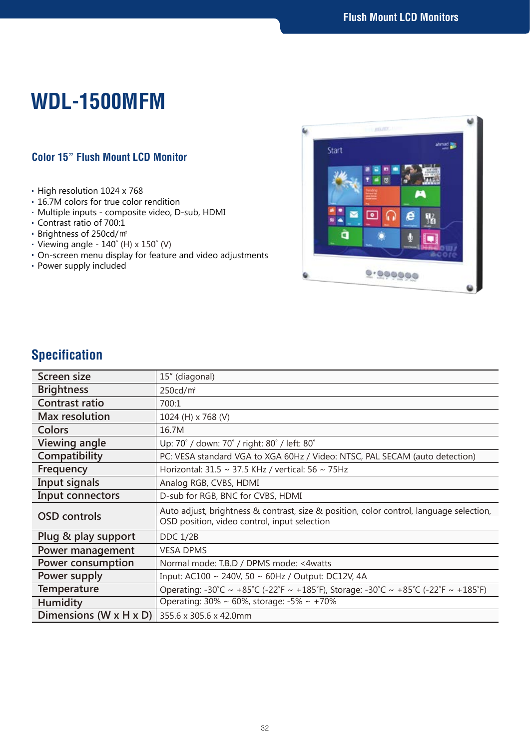# WDL-1500MFM

## Color 15” Flush Mount LCD Monitor

- High resolution 1024 x 768
- 16.7M colors for true color rendition
- Multiple inputs - composite video, D-sub, HDMI
- Contrast ratio of 700:1
- Brightness of 250cd/㎡
- Viewing angle - 140˚ (H) x 150˚ (V)
- On-screen menu display for feature and video adjustments
- Power supply included

## Specification

| | |
|---|---|
| Screen size | 15” (diagonal) |
| Brightness | 250cd/㎡ |
| Contrast ratio | 700:1 |
| Max resolution | 1024 (H) x 768 (V) |
| Colors | 16.7M |
| Viewing angle | Up: 70˚ / down: 70˚ / right: 80˚ / left: 80˚ |
| Compatibility | PC: VESA standard VGA to XGA 60Hz / Video: NTSC, PAL SECAM (auto detection) |
| Frequency | Horizontal: 31.5 ~ 37.5 KHz / vertical: 56 ~ 75Hz |
| Input signals | Analog RGB, CVBS, HDMI |
| Input connectors | D-sub for RGB, BNC for CVBS, HDMI |
| OSD controls | Auto adjust, brightness & contrast, size & position, color control, language selection, OSD position, video control, input selection |
| Plug & play support | DDC 1/2B |
| Power management | VESA DPMS |
| Power consumption | Normal mode: T.B.D / DPMS mode: <4watts |
| Power supply | Input: AC100 ~ 240V, 50 ~ 60Hz / Output: DC12V, 4A |
| Temperature | Operating: -30˚C ~ +85˚C (-22˚F ~ +185˚F), Storage: -30˚C ~ +85˚C (-22˚F ~ +185˚F) |
| Humidity | Operating: 30% ~ 60%, storage: -5% ~ +70% |
| Dimensions (W x H x D) | 355.6 x 305.6 x 42.0mm |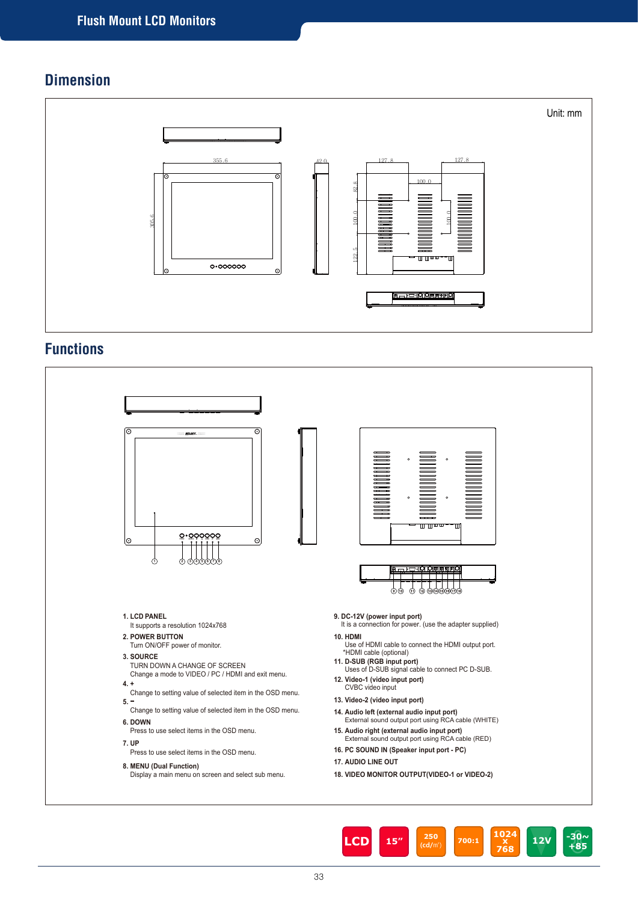## Dimension

Unit: mm

355.6

42.0

127.8

127.8

100.0

305.6

82.8

100.0

100.0

122.5

## Functions

**1. LCD PANEL**
It supports a resolution 1024x768

**2. POWER BUTTON**
Turn ON/OFF power of monitor.

**3. SOURCE**
TURN DOWN A CHANGE OF SCREEN
Change a mode to VIDEO / PC / HDMI and exit menu.

**4. +**
Change to setting value of selected item in the OSD menu.

**5. −**
Change to setting value of selected item in the OSD menu.

**6. DOWN**
Press to use select items in the OSD menu.

**7. UP**
Press to use select items in the OSD menu.

**8. MENU (Dual Function)**
Display a main menu on screen and select sub menu.

**9. DC-12V (power input port)**
It is a connection for power. (use the adapter supplied)

**10. HDMI**
Use of HDMI cable to connect the HDMI output port.
*HDMI cable (optional)

**11. D-SUB (RGB input port)**
Uses of D-SUB signal cable to connect PC D-SUB.

**12. Video-1 (video input port)**
CVBC video input

**13. Video-2 (video input port)**

**14. Audio left (external audio input port)**
External sound output port using RCA cable (WHITE)

**15. Audio right (external audio input port)**
External sound output port using RCA cable (RED)

**16. PC SOUND IN (Speaker input port - PC)**

**17. AUDIO LINE OUT**

**18. VIDEO MONITOR OUTPUT(VIDEO-1 or VIDEO-2)**

LCD | 15″ | 250 (cd/㎡) | 700:1 | 1024 x 768 | 12V | -30~+85